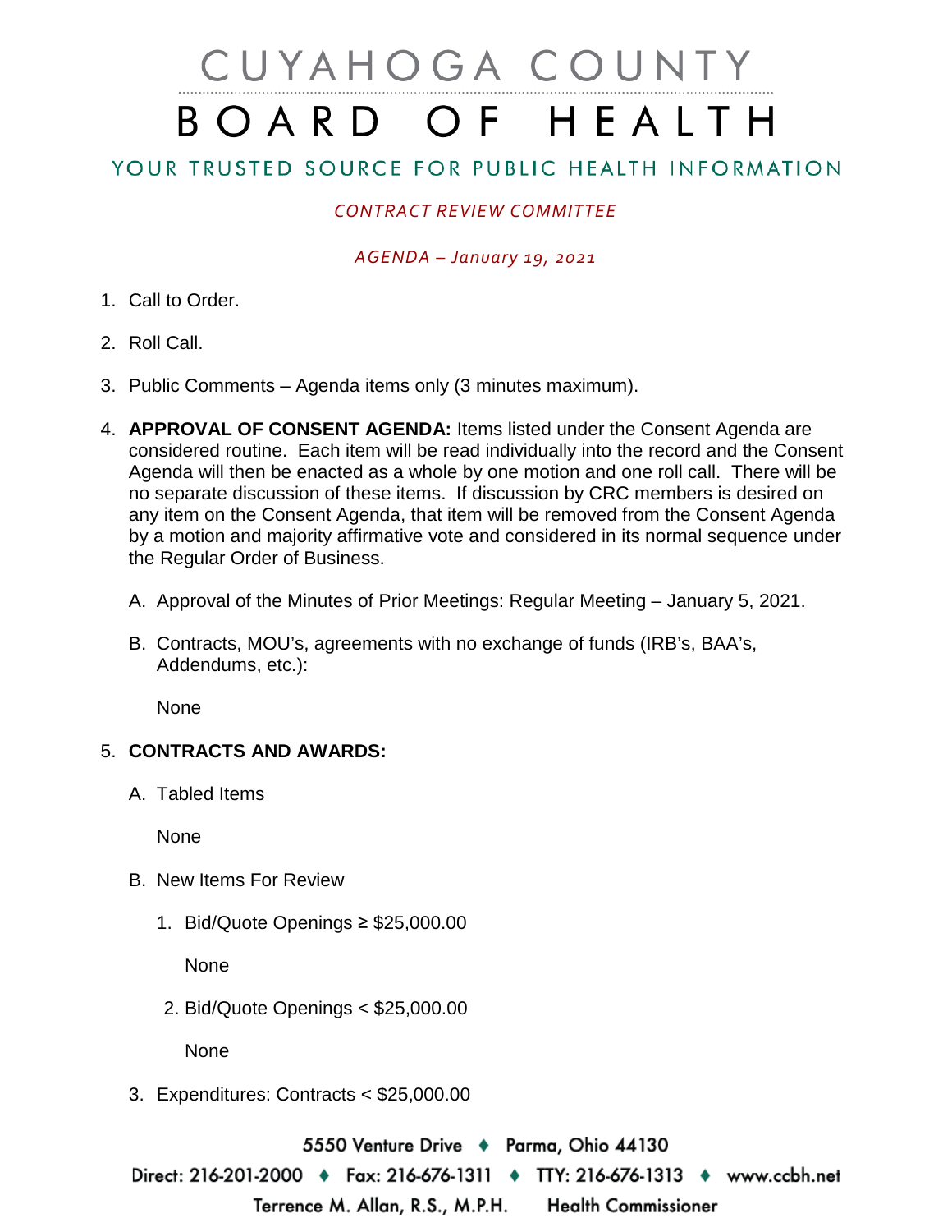# CUYAHOGA COUNTY
# BOARD OF HEALTH

## YOUR TRUSTED SOURCE FOR PUBLIC HEALTH INFORMATION

*CONTRACT REVIEW COMMITTEE*

*AGENDA – January 19, 2021*

1. Call to Order.

2. Roll Call.

3. Public Comments – Agenda items only (3 minutes maximum).

4. **APPROVAL OF CONSENT AGENDA:** Items listed under the Consent Agenda are considered routine. Each item will be read individually into the record and the Consent Agenda will then be enacted as a whole by one motion and one roll call. There will be no separate discussion of these items. If discussion by CRC members is desired on any item on the Consent Agenda, that item will be removed from the Consent Agenda by a motion and majority affirmative vote and considered in its normal sequence under the Regular Order of Business.

   A. Approval of the Minutes of Prior Meetings: Regular Meeting – January 5, 2021.

   B. Contracts, MOU's, agreements with no exchange of funds (IRB's, BAA's, Addendums, etc.):

      None

5. **CONTRACTS AND AWARDS:**

   A. Tabled Items

      None

   B. New Items For Review

      1. Bid/Quote Openings ≥ $25,000.00

         None

      2. Bid/Quote Openings < $25,000.00

         None

   3. Expenditures: Contracts < $25,000.00

5550 Venture Drive ♦ Parma, Ohio 44130
Direct: 216-201-2000 ♦ Fax: 216-676-1311 ♦ TTY: 216-676-1313 ♦ www.ccbh.net
Terrence M. Allan, R.S., M.P.H. Health Commissioner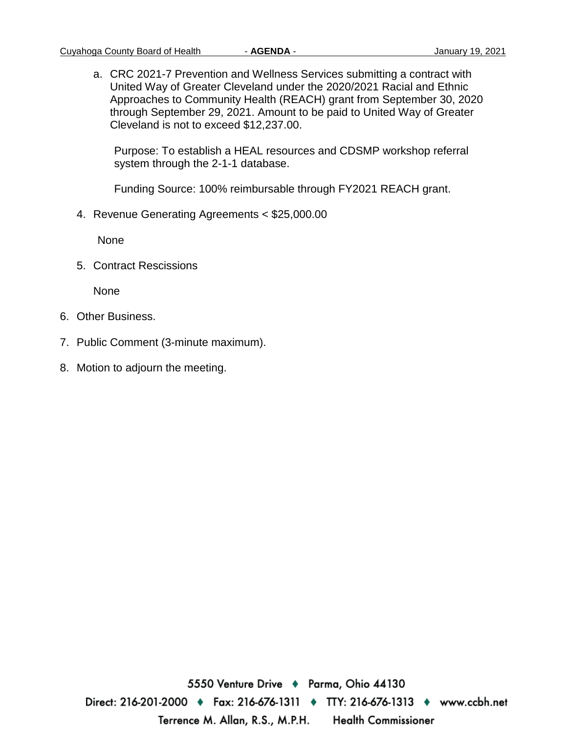a. CRC 2021-7 Prevention and Wellness Services submitting a contract with United Way of Greater Cleveland under the 2020/2021 Racial and Ethnic Approaches to Community Health (REACH) grant from September 30, 2020 through September 29, 2021. Amount to be paid to United Way of Greater Cleveland is not to exceed $12,237.00.

   Purpose: To establish a HEAL resources and CDSMP workshop referral system through the 2-1-1 database.

   Funding Source: 100% reimbursable through FY2021 REACH grant.

4. Revenue Generating Agreements < $25,000.00

   None

5. Contract Rescissions

   None

6. Other Business.
7. Public Comment (3-minute maximum).
8. Motion to adjourn the meeting.

5550 Venture Drive ♦ Parma, Ohio 44130

Direct: 216-201-2000 ♦ Fax: 216-676-1311 ♦ TTY: 216-676-1313 ♦ www.ccbh.net

Terrence M. Allan, R.S., M.P.H. Health Commissioner